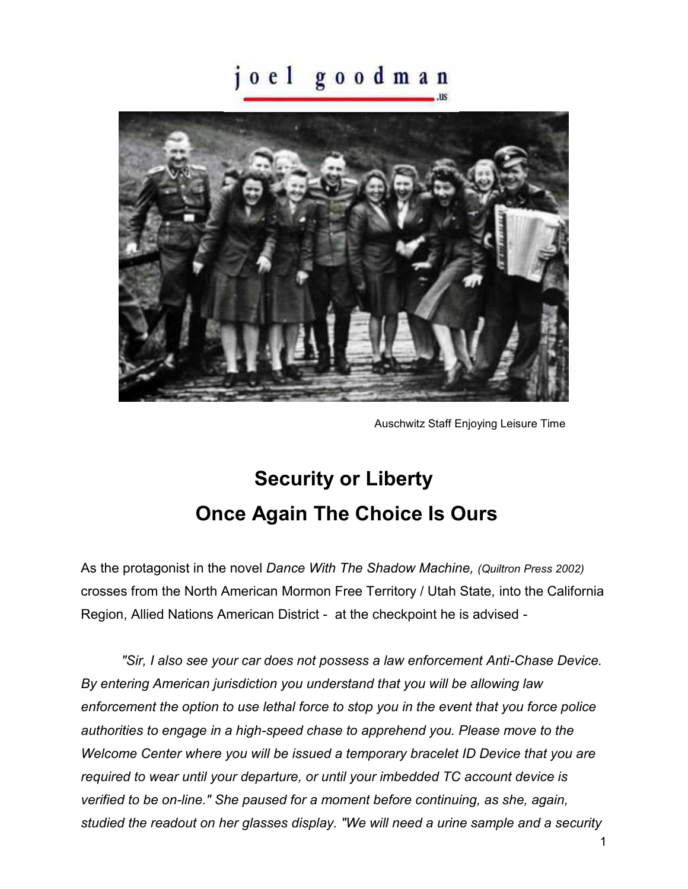joel goodman.us

Auschwitz Staff Enjoying Leisure Time

# Security or Liberty
# Once Again The Choice Is Ours

As the protagonist in the novel *Dance With The Shadow Machine, (Quiltron Press 2002)* crosses from the North American Mormon Free Territory / Utah State, into the California Region, Allied Nations American District - at the checkpoint he is advised -

*"Sir, I also see your car does not possess a law enforcement Anti-Chase Device. By entering American jurisdiction you understand that you will be allowing law enforcement the option to use lethal force to stop you in the event that you force police authorities to engage in a high-speed chase to apprehend you. Please move to the Welcome Center where you will be issued a temporary bracelet ID Device that you are required to wear until your departure, or until your imbedded TC account device is verified to be on-line." She paused for a moment before continuing, as she, again, studied the readout on her glasses display. "We will need a urine sample and a security*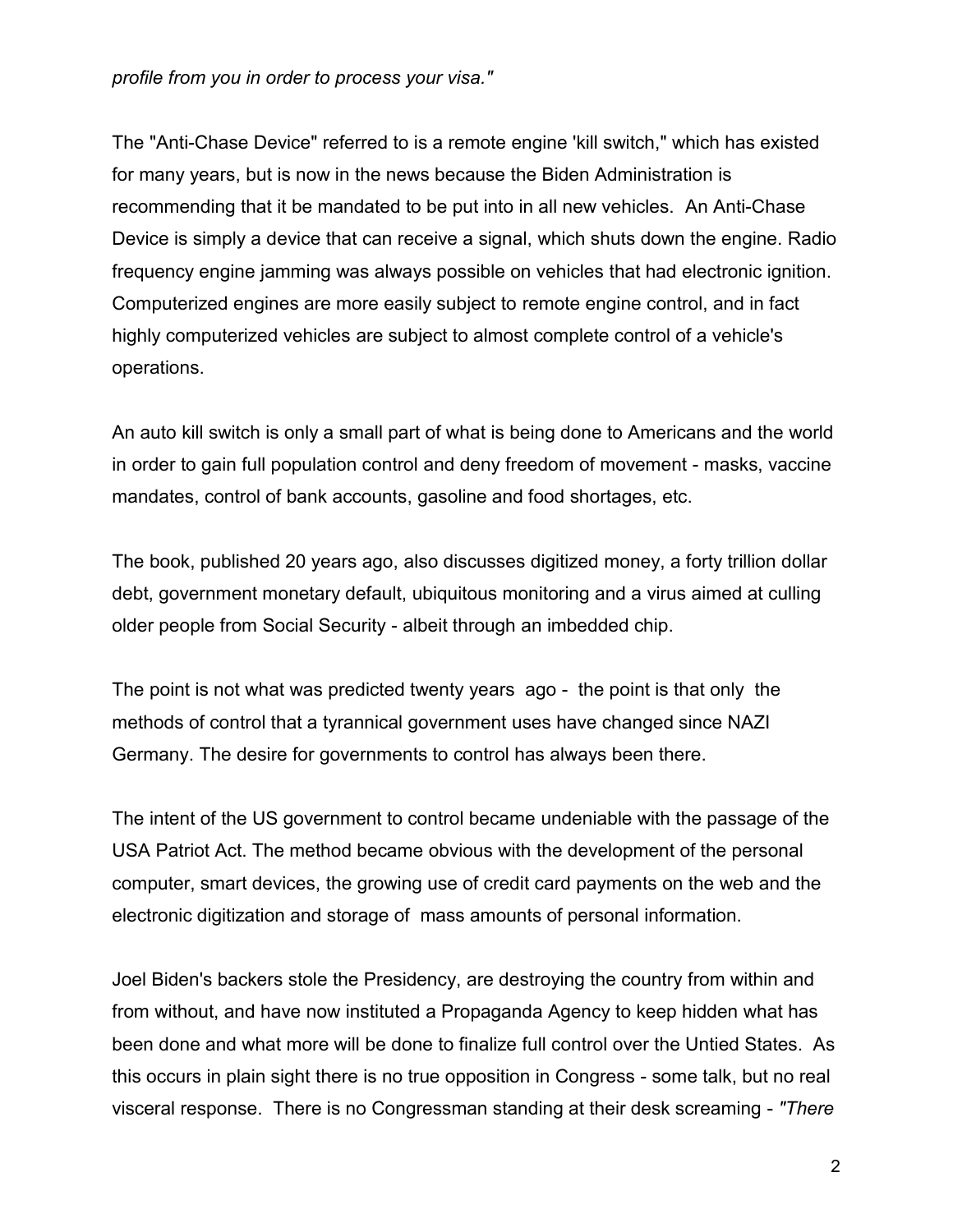*profile from you in order to process your visa."*

The "Anti-Chase Device" referred to is a remote engine 'kill switch," which has existed for many years, but is now in the news because the Biden Administration is recommending that it be mandated to be put into in all new vehicles. An Anti-Chase Device is simply a device that can receive a signal, which shuts down the engine. Radio frequency engine jamming was always possible on vehicles that had electronic ignition. Computerized engines are more easily subject to remote engine control, and in fact highly computerized vehicles are subject to almost complete control of a vehicle's operations.

An auto kill switch is only a small part of what is being done to Americans and the world in order to gain full population control and deny freedom of movement - masks, vaccine mandates, control of bank accounts, gasoline and food shortages, etc.

The book, published 20 years ago, also discusses digitized money, a forty trillion dollar debt, government monetary default, ubiquitous monitoring and a virus aimed at culling older people from Social Security - albeit through an imbedded chip.

The point is not what was predicted twenty years ago - the point is that only the methods of control that a tyrannical government uses have changed since NAZI Germany. The desire for governments to control has always been there.

The intent of the US government to control became undeniable with the passage of the USA Patriot Act. The method became obvious with the development of the personal computer, smart devices, the growing use of credit card payments on the web and the electronic digitization and storage of mass amounts of personal information.

Joel Biden's backers stole the Presidency, are destroying the country from within and from without, and have now instituted a Propaganda Agency to keep hidden what has been done and what more will be done to finalize full control over the Untied States. As this occurs in plain sight there is no true opposition in Congress - some talk, but no real visceral response. There is no Congressman standing at their desk screaming - *"There*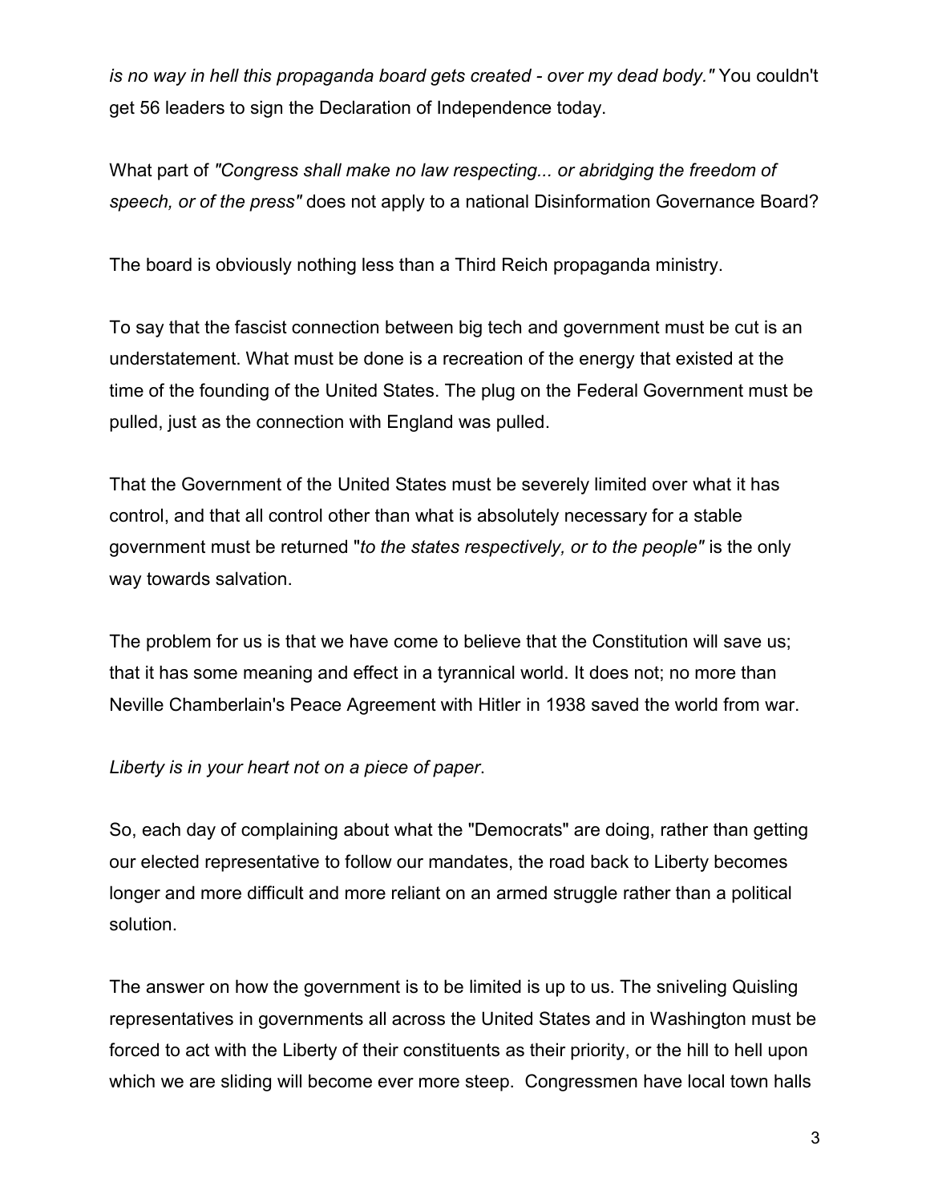*is no way in hell this propaganda board gets created - over my dead body."* You couldn't get 56 leaders to sign the Declaration of Independence today.

What part of *"Congress shall make no law respecting... or abridging the freedom of speech, or of the press"* does not apply to a national Disinformation Governance Board?

The board is obviously nothing less than a Third Reich propaganda ministry.

To say that the fascist connection between big tech and government must be cut is an understatement. What must be done is a recreation of the energy that existed at the time of the founding of the United States. The plug on the Federal Government must be pulled, just as the connection with England was pulled.

That the Government of the United States must be severely limited over what it has control, and that all control other than what is absolutely necessary for a stable government must be returned "*to the states respectively, or to the people"* is the only way towards salvation.

The problem for us is that we have come to believe that the Constitution will save us; that it has some meaning and effect in a tyrannical world. It does not; no more than Neville Chamberlain's Peace Agreement with Hitler in 1938 saved the world from war.

*Liberty is in your heart not on a piece of paper*.

So, each day of complaining about what the "Democrats" are doing, rather than getting our elected representative to follow our mandates, the road back to Liberty becomes longer and more difficult and more reliant on an armed struggle rather than a political solution.

The answer on how the government is to be limited is up to us. The sniveling Quisling representatives in governments all across the United States and in Washington must be forced to act with the Liberty of their constituents as their priority, or the hill to hell upon which we are sliding will become ever more steep. Congressmen have local town halls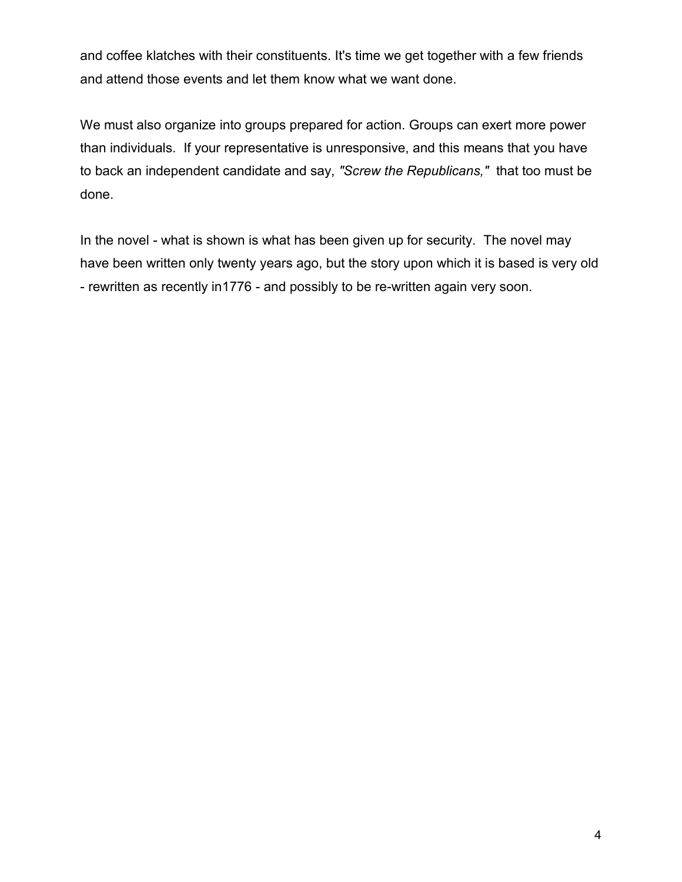and coffee klatches with their constituents. It's time we get together with a few friends and attend those events and let them know what we want done.

We must also organize into groups prepared for action. Groups can exert more power than individuals. If your representative is unresponsive, and this means that you have to back an independent candidate and say, *"Screw the Republicans,"* that too must be done.

In the novel - what is shown is what has been given up for security. The novel may have been written only twenty years ago, but the story upon which it is based is very old - rewritten as recently in1776 - and possibly to be re-written again very soon.